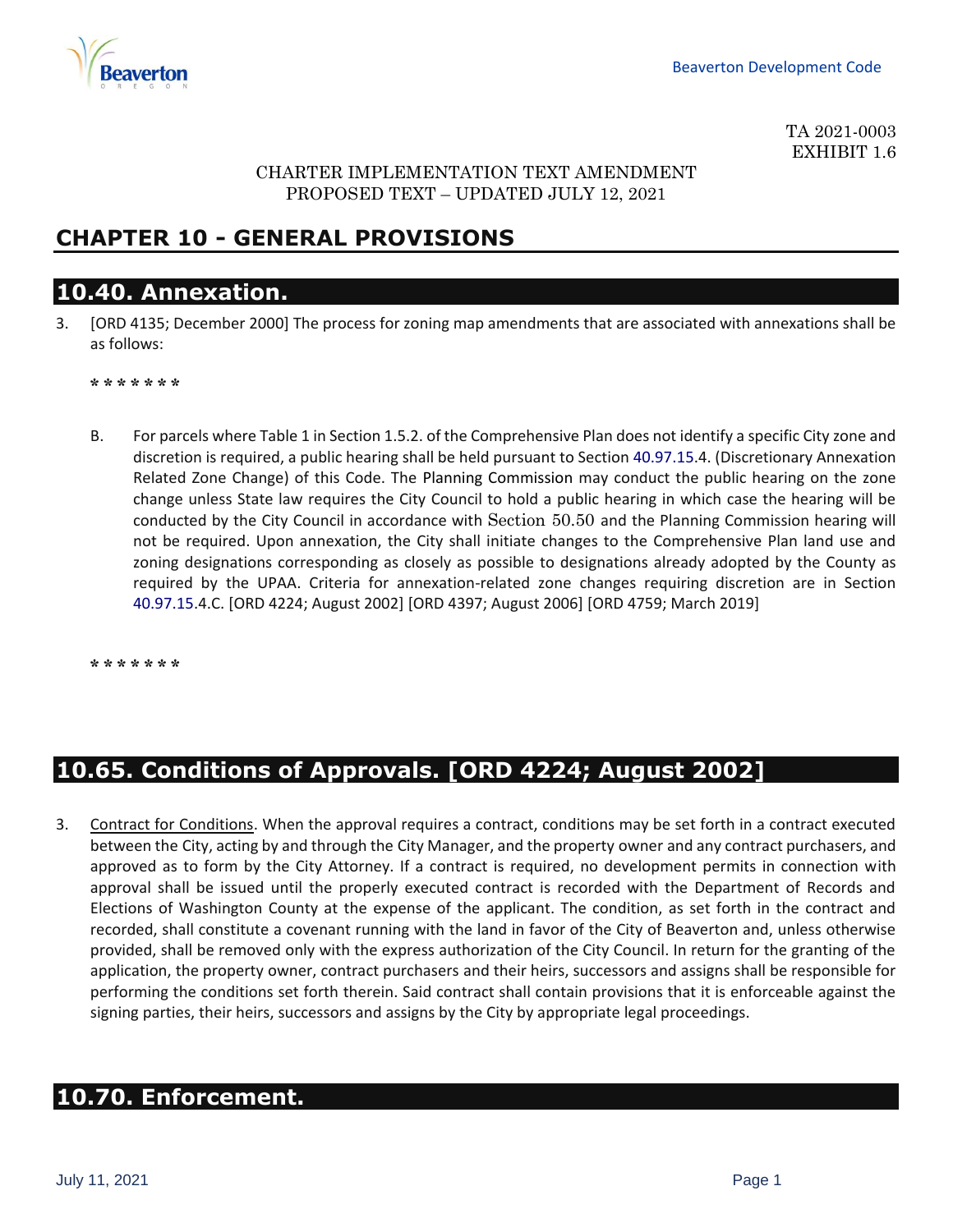TA 2021-0003
EXHIBIT 1.6

CHARTER IMPLEMENTATION TEXT AMENDMENT
PROPOSED TEXT – UPDATED JULY 12, 2021

# CHAPTER 10 - GENERAL PROVISIONS

## 10.40. Annexation.

3. [ORD 4135; December 2000] The process for zoning map amendments that are associated with annexations shall be as follows:

   **\* \* \* \* \* \* \***

   B. For parcels where Table 1 in Section 1.5.2. of the Comprehensive Plan does not identify a specific City zone and discretion is required, a public hearing shall be held pursuant to Section 40.97.15.4. (Discretionary Annexation Related Zone Change) of this Code. The Planning Commission may conduct the public hearing on the zone change unless State law requires the City Council to hold a public hearing in which case the hearing will be conducted by the City Council in accordance with Section 50.50 and the Planning Commission hearing will not be required. Upon annexation, the City shall initiate changes to the Comprehensive Plan land use and zoning designations corresponding as closely as possible to designations already adopted by the County as required by the UPAA. Criteria for annexation-related zone changes requiring discretion are in Section 40.97.15.4.C. [ORD 4224; August 2002] [ORD 4397; August 2006] [ORD 4759; March 2019]

   **\* \* \* \* \* \* \***

## 10.65. Conditions of Approvals. [ORD 4224; August 2002]

3. Contract for Conditions. When the approval requires a contract, conditions may be set forth in a contract executed between the City, acting by and through the City Manager, and the property owner and any contract purchasers, and approved as to form by the City Attorney. If a contract is required, no development permits in connection with approval shall be issued until the properly executed contract is recorded with the Department of Records and Elections of Washington County at the expense of the applicant. The condition, as set forth in the contract and recorded, shall constitute a covenant running with the land in favor of the City of Beaverton and, unless otherwise provided, shall be removed only with the express authorization of the City Council. In return for the granting of the application, the property owner, contract purchasers and their heirs, successors and assigns shall be responsible for performing the conditions set forth therein. Said contract shall contain provisions that it is enforceable against the signing parties, their heirs, successors and assigns by the City by appropriate legal proceedings.

## 10.70. Enforcement.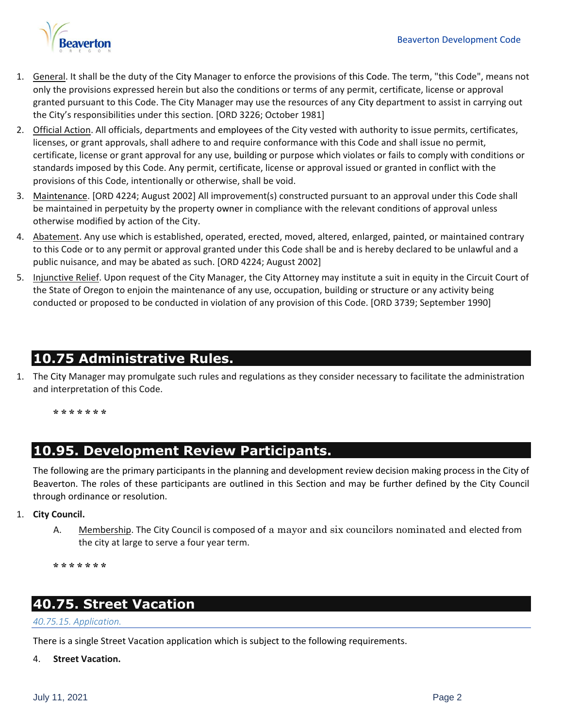1. General. It shall be the duty of the City Manager to enforce the provisions of this Code. The term, "this Code", means not only the provisions expressed herein but also the conditions or terms of any permit, certificate, license or approval granted pursuant to this Code. The City Manager may use the resources of any City department to assist in carrying out the City's responsibilities under this section. [ORD 3226; October 1981]
2. Official Action. All officials, departments and employees of the City vested with authority to issue permits, certificates, licenses, or grant approvals, shall adhere to and require conformance with this Code and shall issue no permit, certificate, license or grant approval for any use, building or purpose which violates or fails to comply with conditions or standards imposed by this Code. Any permit, certificate, license or approval issued or granted in conflict with the provisions of this Code, intentionally or otherwise, shall be void.
3. Maintenance. [ORD 4224; August 2002] All improvement(s) constructed pursuant to an approval under this Code shall be maintained in perpetuity by the property owner in compliance with the relevant conditions of approval unless otherwise modified by action of the City.
4. Abatement. Any use which is established, operated, erected, moved, altered, enlarged, painted, or maintained contrary to this Code or to any permit or approval granted under this Code shall be and is hereby declared to be unlawful and a public nuisance, and may be abated as such. [ORD 4224; August 2002]
5. Injunctive Relief. Upon request of the City Manager, the City Attorney may institute a suit in equity in the Circuit Court of the State of Oregon to enjoin the maintenance of any use, occupation, building or structure or any activity being conducted or proposed to be conducted in violation of any provision of this Code. [ORD 3739; September 1990]

## 10.75 Administrative Rules.

1. The City Manager may promulgate such rules and regulations as they consider necessary to facilitate the administration and interpretation of this Code.

**\* \* \* \* \* \* \***

## 10.95. Development Review Participants.

The following are the primary participants in the planning and development review decision making process in the City of Beaverton. The roles of these participants are outlined in this Section and may be further defined by the City Council through ordinance or resolution.

1. **City Council.**
   A. Membership. The City Council is composed of a mayor and six councilors nominated and elected from the city at large to serve a four year term.

**\* \* \* \* \* \* \***

## 40.75. Street Vacation

*40.75.15. Application.*

There is a single Street Vacation application which is subject to the following requirements.

4. **Street Vacation.**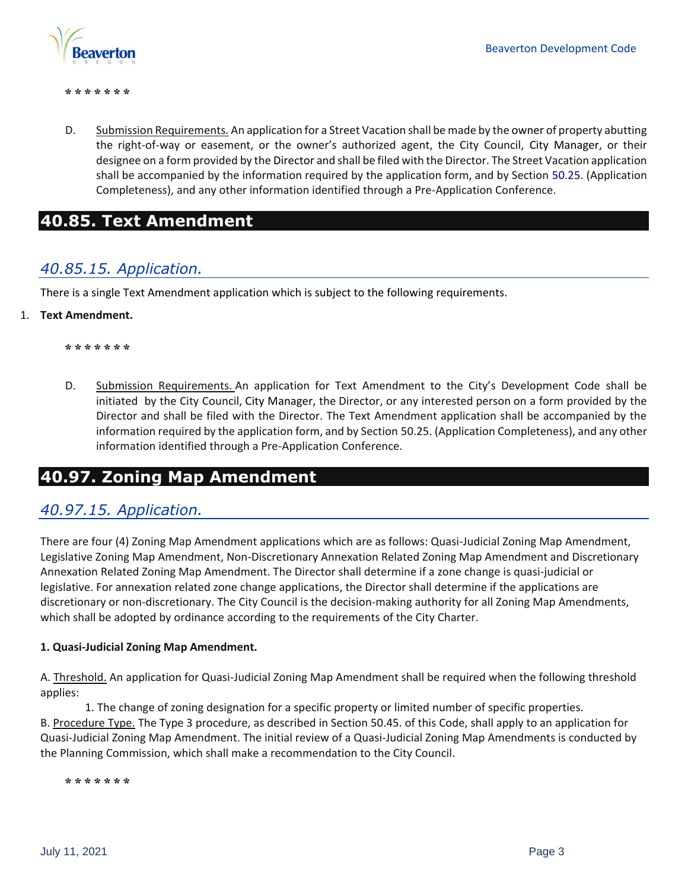\* \* \* \* \* \* \*

D. Submission Requirements. An application for a Street Vacation shall be made by the owner of property abutting the right-of-way or easement, or the owner's authorized agent, the City Council, City Manager, or their designee on a form provided by the Director and shall be filed with the Director. The Street Vacation application shall be accompanied by the information required by the application form, and by Section 50.25. (Application Completeness), and any other information identified through a Pre-Application Conference.

# 40.85. Text Amendment

## *40.85.15. Application.*

There is a single Text Amendment application which is subject to the following requirements.

1. **Text Amendment.**

\* \* \* \* \* \* \*

D. Submission Requirements. An application for Text Amendment to the City's Development Code shall be initiated by the City Council, City Manager, the Director, or any interested person on a form provided by the Director and shall be filed with the Director. The Text Amendment application shall be accompanied by the information required by the application form, and by Section 50.25. (Application Completeness), and any other information identified through a Pre-Application Conference.

# 40.97. Zoning Map Amendment

## *40.97.15. Application.*

There are four (4) Zoning Map Amendment applications which are as follows: Quasi-Judicial Zoning Map Amendment, Legislative Zoning Map Amendment, Non-Discretionary Annexation Related Zoning Map Amendment and Discretionary Annexation Related Zoning Map Amendment. The Director shall determine if a zone change is quasi-judicial or legislative. For annexation related zone change applications, the Director shall determine if the applications are discretionary or non-discretionary. The City Council is the decision-making authority for all Zoning Map Amendments, which shall be adopted by ordinance according to the requirements of the City Charter.

**1. Quasi-Judicial Zoning Map Amendment.**

A. Threshold. An application for Quasi-Judicial Zoning Map Amendment shall be required when the following threshold applies:

1. The change of zoning designation for a specific property or limited number of specific properties.

B. Procedure Type. The Type 3 procedure, as described in Section 50.45. of this Code, shall apply to an application for Quasi-Judicial Zoning Map Amendment. The initial review of a Quasi-Judicial Zoning Map Amendments is conducted by the Planning Commission, which shall make a recommendation to the City Council.

\* \* \* \* \* \* \*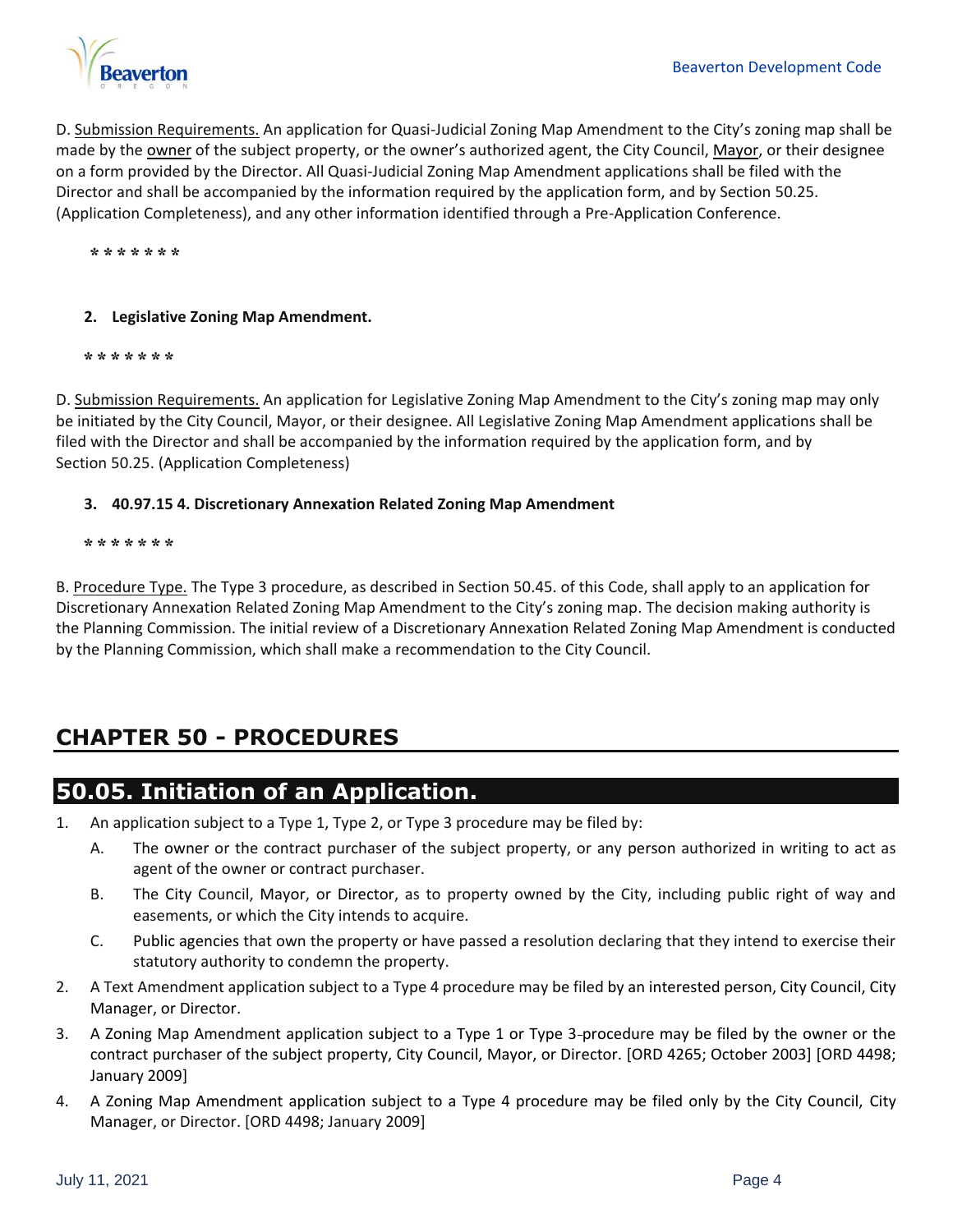D. Submission Requirements. An application for Quasi-Judicial Zoning Map Amendment to the City's zoning map shall be made by the owner of the subject property, or the owner's authorized agent, the City Council, Mayor, or their designee on a form provided by the Director. All Quasi-Judicial Zoning Map Amendment applications shall be filed with the Director and shall be accompanied by the information required by the application form, and by Section 50.25. (Application Completeness), and any other information identified through a Pre-Application Conference.

\* \* \* \* \* \* \*

**2. Legislative Zoning Map Amendment.**

\* \* \* \* \* \* \*

D. Submission Requirements. An application for Legislative Zoning Map Amendment to the City's zoning map may only be initiated by the City Council, Mayor, or their designee. All Legislative Zoning Map Amendment applications shall be filed with the Director and shall be accompanied by the information required by the application form, and by Section 50.25. (Application Completeness)

**3. 40.97.15 4. Discretionary Annexation Related Zoning Map Amendment**

\* \* \* \* \* \* \*

B. Procedure Type. The Type 3 procedure, as described in Section 50.45. of this Code, shall apply to an application for Discretionary Annexation Related Zoning Map Amendment to the City's zoning map. The decision making authority is the Planning Commission. The initial review of a Discretionary Annexation Related Zoning Map Amendment is conducted by the Planning Commission, which shall make a recommendation to the City Council.

# CHAPTER 50 - PROCEDURES

## 50.05. Initiation of an Application.

1. An application subject to a Type 1, Type 2, or Type 3 procedure may be filed by:
   - A. The owner or the contract purchaser of the subject property, or any person authorized in writing to act as agent of the owner or contract purchaser.
   - B. The City Council, Mayor, or Director, as to property owned by the City, including public right of way and easements, or which the City intends to acquire.
   - C. Public agencies that own the property or have passed a resolution declaring that they intend to exercise their statutory authority to condemn the property.
2. A Text Amendment application subject to a Type 4 procedure may be filed by an interested person, City Council, City Manager, or Director.
3. A Zoning Map Amendment application subject to a Type 1 or Type 3 procedure may be filed by the owner or the contract purchaser of the subject property, City Council, Mayor, or Director. [ORD 4265; October 2003] [ORD 4498; January 2009]
4. A Zoning Map Amendment application subject to a Type 4 procedure may be filed only by the City Council, City Manager, or Director. [ORD 4498; January 2009]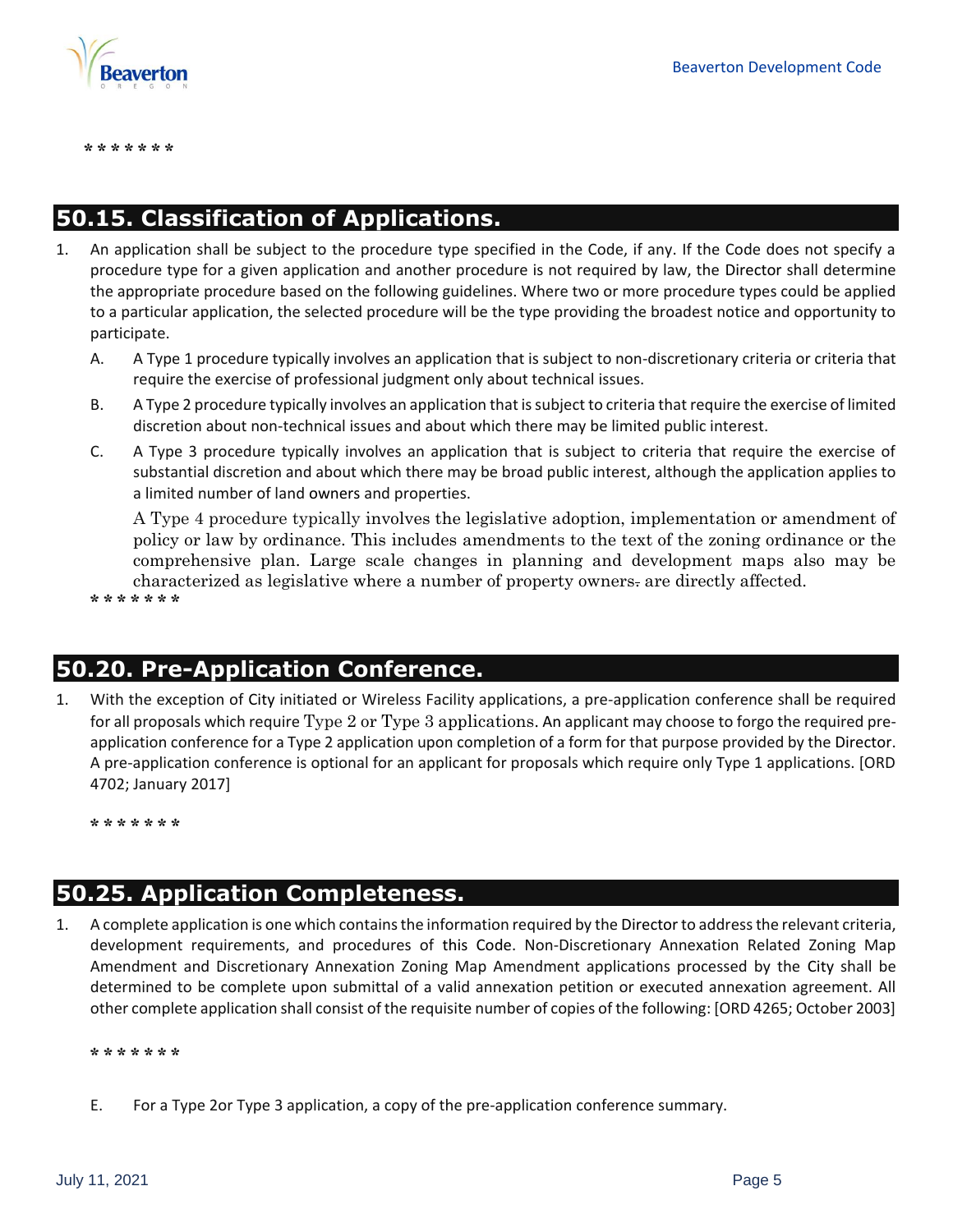\* \* \* \* \* \* \*

## 50.15. Classification of Applications.

1. An application shall be subject to the procedure type specified in the Code, if any. If the Code does not specify a procedure type for a given application and another procedure is not required by law, the Director shall determine the appropriate procedure based on the following guidelines. Where two or more procedure types could be applied to a particular application, the selected procedure will be the type providing the broadest notice and opportunity to participate.

   A. A Type 1 procedure typically involves an application that is subject to non-discretionary criteria or criteria that require the exercise of professional judgment only about technical issues.

   B. A Type 2 procedure typically involves an application that is subject to criteria that require the exercise of limited discretion about non-technical issues and about which there may be limited public interest.

   C. A Type 3 procedure typically involves an application that is subject to criteria that require the exercise of substantial discretion and about which there may be broad public interest, although the application applies to a limited number of land owners and properties.

   A Type 4 procedure typically involves the legislative adoption, implementation or amendment of policy or law by ordinance. This includes amendments to the text of the zoning ordinance or the comprehensive plan. Large scale changes in planning and development maps also may be characterized as legislative where a number of property owners. are directly affected.

\* \* \* \* \* \* \*

## 50.20. Pre-Application Conference.

1. With the exception of City initiated or Wireless Facility applications, a pre-application conference shall be required for all proposals which require Type 2 or Type 3 applications. An applicant may choose to forgo the required pre-application conference for a Type 2 application upon completion of a form for that purpose provided by the Director. A pre-application conference is optional for an applicant for proposals which require only Type 1 applications. [ORD 4702; January 2017]

\* \* \* \* \* \* \*

## 50.25. Application Completeness.

1. A complete application is one which contains the information required by the Director to address the relevant criteria, development requirements, and procedures of this Code. Non-Discretionary Annexation Related Zoning Map Amendment and Discretionary Annexation Zoning Map Amendment applications processed by the City shall be determined to be complete upon submittal of a valid annexation petition or executed annexation agreement. All other complete application shall consist of the requisite number of copies of the following: [ORD 4265; October 2003]

\* \* \* \* \* \* \*

   E. For a Type 2or Type 3 application, a copy of the pre-application conference summary.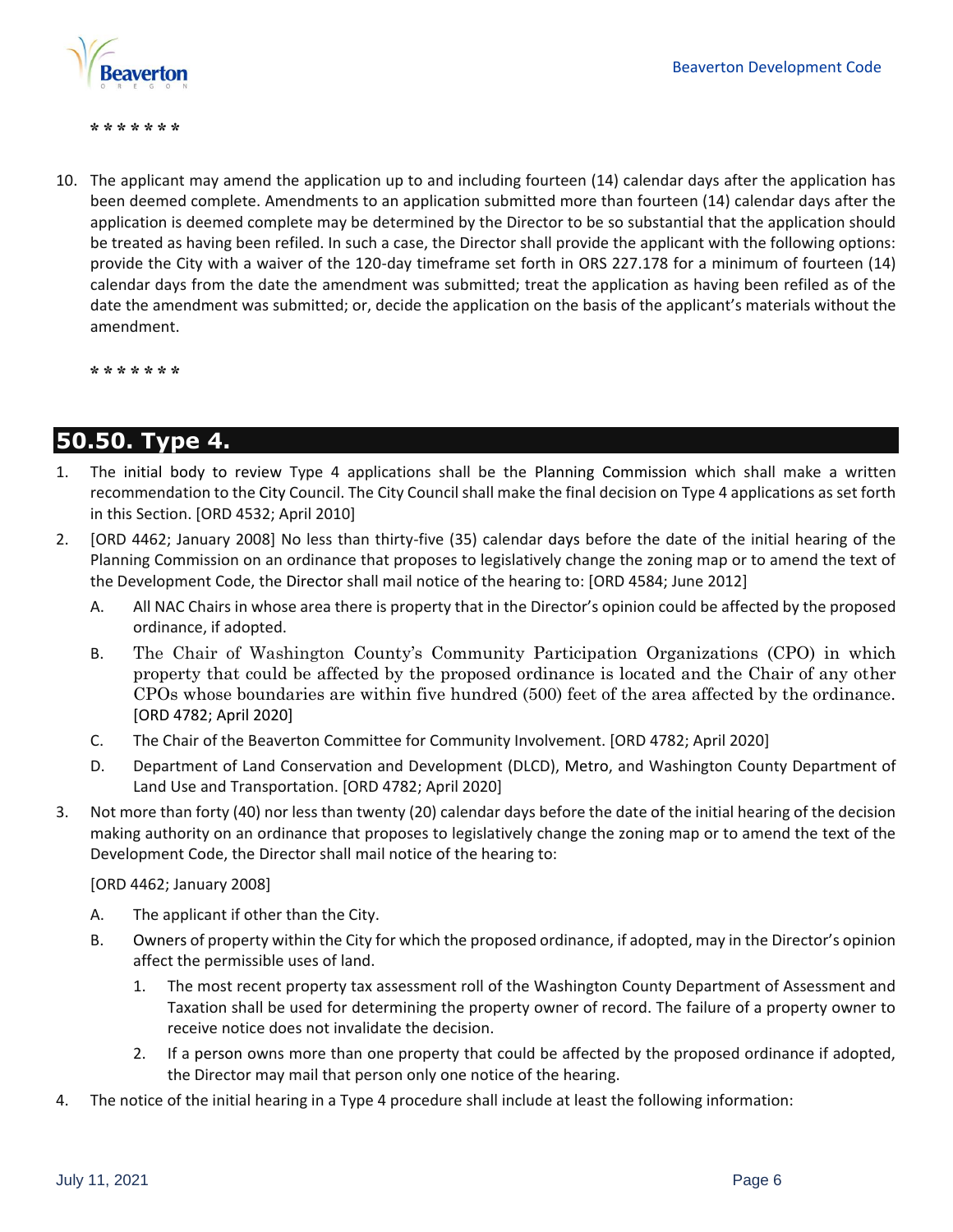\* \* \* \* \* \* \*

10. The applicant may amend the application up to and including fourteen (14) calendar days after the application has been deemed complete. Amendments to an application submitted more than fourteen (14) calendar days after the application is deemed complete may be determined by the Director to be so substantial that the application should be treated as having been refiled. In such a case, the Director shall provide the applicant with the following options: provide the City with a waiver of the 120-day timeframe set forth in ORS 227.178 for a minimum of fourteen (14) calendar days from the date the amendment was submitted; treat the application as having been refiled as of the date the amendment was submitted; or, decide the application on the basis of the applicant's materials without the amendment.

\* \* \* \* \* \* \*

## 50.50. Type 4.

1. The initial body to review Type 4 applications shall be the Planning Commission which shall make a written recommendation to the City Council. The City Council shall make the final decision on Type 4 applications as set forth in this Section. [ORD 4532; April 2010]
2. [ORD 4462; January 2008] No less than thirty-five (35) calendar days before the date of the initial hearing of the Planning Commission on an ordinance that proposes to legislatively change the zoning map or to amend the text of the Development Code, the Director shall mail notice of the hearing to: [ORD 4584; June 2012]
   - A. All NAC Chairs in whose area there is property that in the Director's opinion could be affected by the proposed ordinance, if adopted.
   - B. The Chair of Washington County's Community Participation Organizations (CPO) in which property that could be affected by the proposed ordinance is located and the Chair of any other CPOs whose boundaries are within five hundred (500) feet of the area affected by the ordinance. [ORD 4782; April 2020]
   - C. The Chair of the Beaverton Committee for Community Involvement. [ORD 4782; April 2020]
   - D. Department of Land Conservation and Development (DLCD), Metro, and Washington County Department of Land Use and Transportation. [ORD 4782; April 2020]
3. Not more than forty (40) nor less than twenty (20) calendar days before the date of the initial hearing of the decision making authority on an ordinance that proposes to legislatively change the zoning map or to amend the text of the Development Code, the Director shall mail notice of the hearing to:

   [ORD 4462; January 2008]

   - A. The applicant if other than the City.
   - B. Owners of property within the City for which the proposed ordinance, if adopted, may in the Director's opinion affect the permissible uses of land.
     1. The most recent property tax assessment roll of the Washington County Department of Assessment and Taxation shall be used for determining the property owner of record. The failure of a property owner to receive notice does not invalidate the decision.
     2. If a person owns more than one property that could be affected by the proposed ordinance if adopted, the Director may mail that person only one notice of the hearing.
4. The notice of the initial hearing in a Type 4 procedure shall include at least the following information: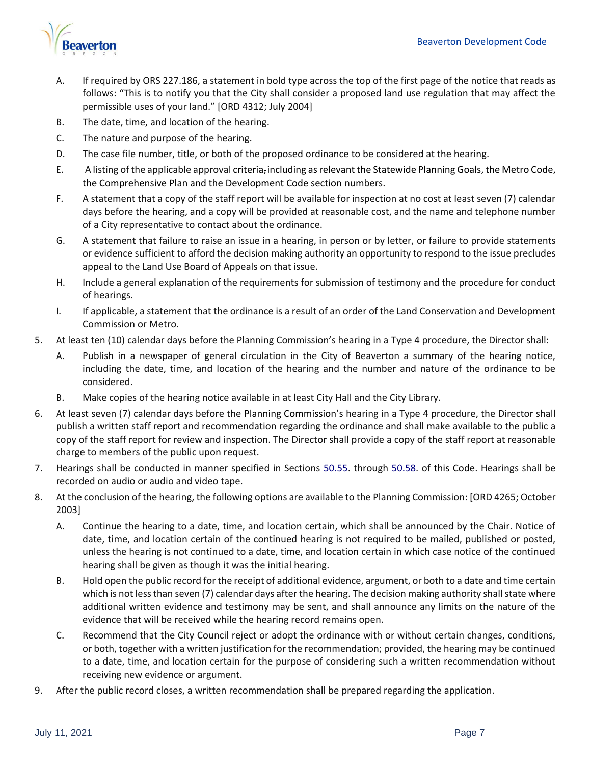A. If required by ORS 227.186, a statement in bold type across the top of the first page of the notice that reads as follows: "This is to notify you that the City shall consider a proposed land use regulation that may affect the permissible uses of your land." [ORD 4312; July 2004]

B. The date, time, and location of the hearing.

C. The nature and purpose of the hearing.

D. The case file number, title, or both of the proposed ordinance to be considered at the hearing.

E. A listing of the applicable approval criteria, including as relevant the Statewide Planning Goals, the Metro Code, the Comprehensive Plan and the Development Code section numbers.

F. A statement that a copy of the staff report will be available for inspection at no cost at least seven (7) calendar days before the hearing, and a copy will be provided at reasonable cost, and the name and telephone number of a City representative to contact about the ordinance.

G. A statement that failure to raise an issue in a hearing, in person or by letter, or failure to provide statements or evidence sufficient to afford the decision making authority an opportunity to respond to the issue precludes appeal to the Land Use Board of Appeals on that issue.

H. Include a general explanation of the requirements for submission of testimony and the procedure for conduct of hearings.

I. If applicable, a statement that the ordinance is a result of an order of the Land Conservation and Development Commission or Metro.

5. At least ten (10) calendar days before the Planning Commission's hearing in a Type 4 procedure, the Director shall:

   A. Publish in a newspaper of general circulation in the City of Beaverton a summary of the hearing notice, including the date, time, and location of the hearing and the number and nature of the ordinance to be considered.

   B. Make copies of the hearing notice available in at least City Hall and the City Library.

6. At least seven (7) calendar days before the Planning Commission's hearing in a Type 4 procedure, the Director shall publish a written staff report and recommendation regarding the ordinance and shall make available to the public a copy of the staff report for review and inspection. The Director shall provide a copy of the staff report at reasonable charge to members of the public upon request.

7. Hearings shall be conducted in manner specified in Sections 50.55. through 50.58. of this Code. Hearings shall be recorded on audio or audio and video tape.

8. At the conclusion of the hearing, the following options are available to the Planning Commission: [ORD 4265; October 2003]

   A. Continue the hearing to a date, time, and location certain, which shall be announced by the Chair. Notice of date, time, and location certain of the continued hearing is not required to be mailed, published or posted, unless the hearing is not continued to a date, time, and location certain in which case notice of the continued hearing shall be given as though it was the initial hearing.

   B. Hold open the public record for the receipt of additional evidence, argument, or both to a date and time certain which is not less than seven (7) calendar days after the hearing. The decision making authority shall state where additional written evidence and testimony may be sent, and shall announce any limits on the nature of the evidence that will be received while the hearing record remains open.

   C. Recommend that the City Council reject or adopt the ordinance with or without certain changes, conditions, or both, together with a written justification for the recommendation; provided, the hearing may be continued to a date, time, and location certain for the purpose of considering such a written recommendation without receiving new evidence or argument.

9. After the public record closes, a written recommendation shall be prepared regarding the application.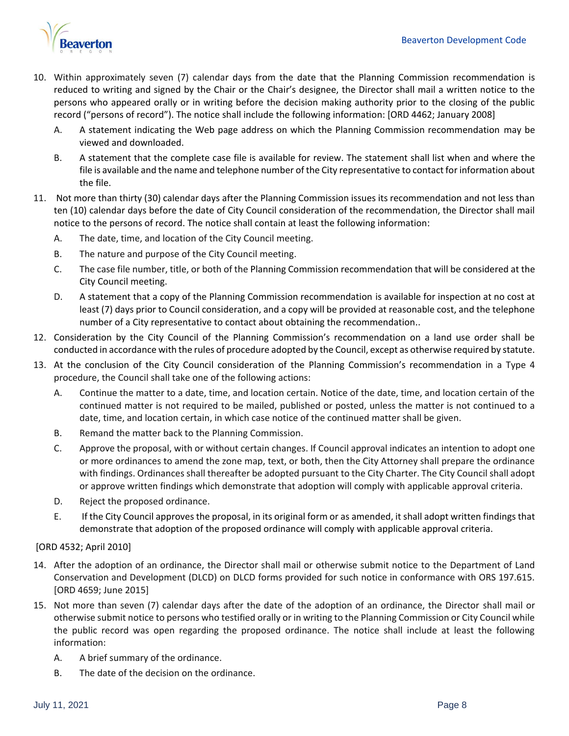10. Within approximately seven (7) calendar days from the date that the Planning Commission recommendation is reduced to writing and signed by the Chair or the Chair's designee, the Director shall mail a written notice to the persons who appeared orally or in writing before the decision making authority prior to the closing of the public record ("persons of record"). The notice shall include the following information: [ORD 4462; January 2008]

    A. A statement indicating the Web page address on which the Planning Commission recommendation may be viewed and downloaded.

    B. A statement that the complete case file is available for review. The statement shall list when and where the file is available and the name and telephone number of the City representative to contact for information about the file.

11. Not more than thirty (30) calendar days after the Planning Commission issues its recommendation and not less than ten (10) calendar days before the date of City Council consideration of the recommendation, the Director shall mail notice to the persons of record. The notice shall contain at least the following information:

    A. The date, time, and location of the City Council meeting.

    B. The nature and purpose of the City Council meeting.

    C. The case file number, title, or both of the Planning Commission recommendation that will be considered at the City Council meeting.

    D. A statement that a copy of the Planning Commission recommendation is available for inspection at no cost at least (7) days prior to Council consideration, and a copy will be provided at reasonable cost, and the telephone number of a City representative to contact about obtaining the recommendation..

12. Consideration by the City Council of the Planning Commission's recommendation on a land use order shall be conducted in accordance with the rules of procedure adopted by the Council, except as otherwise required by statute.

13. At the conclusion of the City Council consideration of the Planning Commission's recommendation in a Type 4 procedure, the Council shall take one of the following actions:

    A. Continue the matter to a date, time, and location certain. Notice of the date, time, and location certain of the continued matter is not required to be mailed, published or posted, unless the matter is not continued to a date, time, and location certain, in which case notice of the continued matter shall be given.

    B. Remand the matter back to the Planning Commission.

    C. Approve the proposal, with or without certain changes. If Council approval indicates an intention to adopt one or more ordinances to amend the zone map, text, or both, then the City Attorney shall prepare the ordinance with findings. Ordinances shall thereafter be adopted pursuant to the City Charter. The City Council shall adopt or approve written findings which demonstrate that adoption will comply with applicable approval criteria.

    D. Reject the proposed ordinance.

    E. If the City Council approves the proposal, in its original form or as amended, it shall adopt written findings that demonstrate that adoption of the proposed ordinance will comply with applicable approval criteria.

[ORD 4532; April 2010]

14. After the adoption of an ordinance, the Director shall mail or otherwise submit notice to the Department of Land Conservation and Development (DLCD) on DLCD forms provided for such notice in conformance with ORS 197.615. [ORD 4659; June 2015]

15. Not more than seven (7) calendar days after the date of the adoption of an ordinance, the Director shall mail or otherwise submit notice to persons who testified orally or in writing to the Planning Commission or City Council while the public record was open regarding the proposed ordinance. The notice shall include at least the following information:

    A. A brief summary of the ordinance.

    B. The date of the decision on the ordinance.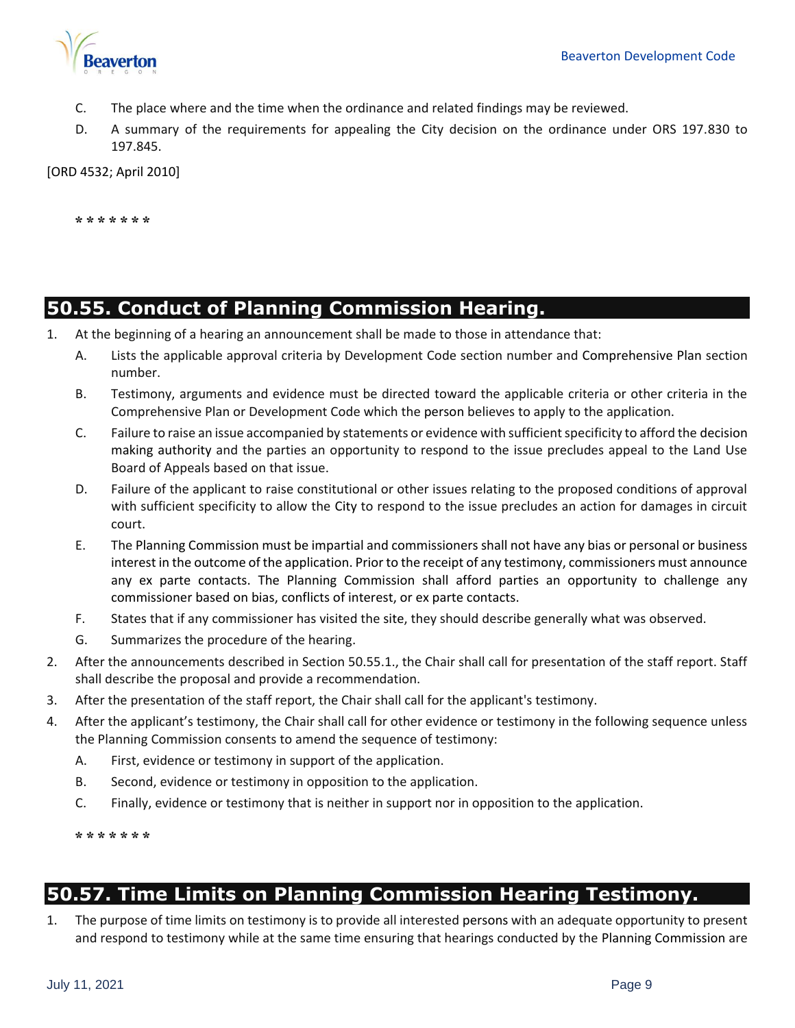C. The place where and the time when the ordinance and related findings may be reviewed.

D. A summary of the requirements for appealing the City decision on the ordinance under ORS 197.830 to 197.845.

[ORD 4532; April 2010]

**\* \* \* \* \* \* \***

## 50.55. Conduct of Planning Commission Hearing.

1. At the beginning of a hearing an announcement shall be made to those in attendance that:

   A. Lists the applicable approval criteria by Development Code section number and Comprehensive Plan section number.

   B. Testimony, arguments and evidence must be directed toward the applicable criteria or other criteria in the Comprehensive Plan or Development Code which the person believes to apply to the application.

   C. Failure to raise an issue accompanied by statements or evidence with sufficient specificity to afford the decision making authority and the parties an opportunity to respond to the issue precludes appeal to the Land Use Board of Appeals based on that issue.

   D. Failure of the applicant to raise constitutional or other issues relating to the proposed conditions of approval with sufficient specificity to allow the City to respond to the issue precludes an action for damages in circuit court.

   E. The Planning Commission must be impartial and commissioners shall not have any bias or personal or business interest in the outcome of the application. Prior to the receipt of any testimony, commissioners must announce any ex parte contacts. The Planning Commission shall afford parties an opportunity to challenge any commissioner based on bias, conflicts of interest, or ex parte contacts.

   F. States that if any commissioner has visited the site, they should describe generally what was observed.

   G. Summarizes the procedure of the hearing.

2. After the announcements described in Section 50.55.1., the Chair shall call for presentation of the staff report. Staff shall describe the proposal and provide a recommendation.

3. After the presentation of the staff report, the Chair shall call for the applicant's testimony.

4. After the applicant's testimony, the Chair shall call for other evidence or testimony in the following sequence unless the Planning Commission consents to amend the sequence of testimony:

   A. First, evidence or testimony in support of the application.

   B. Second, evidence or testimony in opposition to the application.

   C. Finally, evidence or testimony that is neither in support nor in opposition to the application.

**\* \* \* \* \* \* \***

## 50.57. Time Limits on Planning Commission Hearing Testimony.

1. The purpose of time limits on testimony is to provide all interested persons with an adequate opportunity to present and respond to testimony while at the same time ensuring that hearings conducted by the Planning Commission are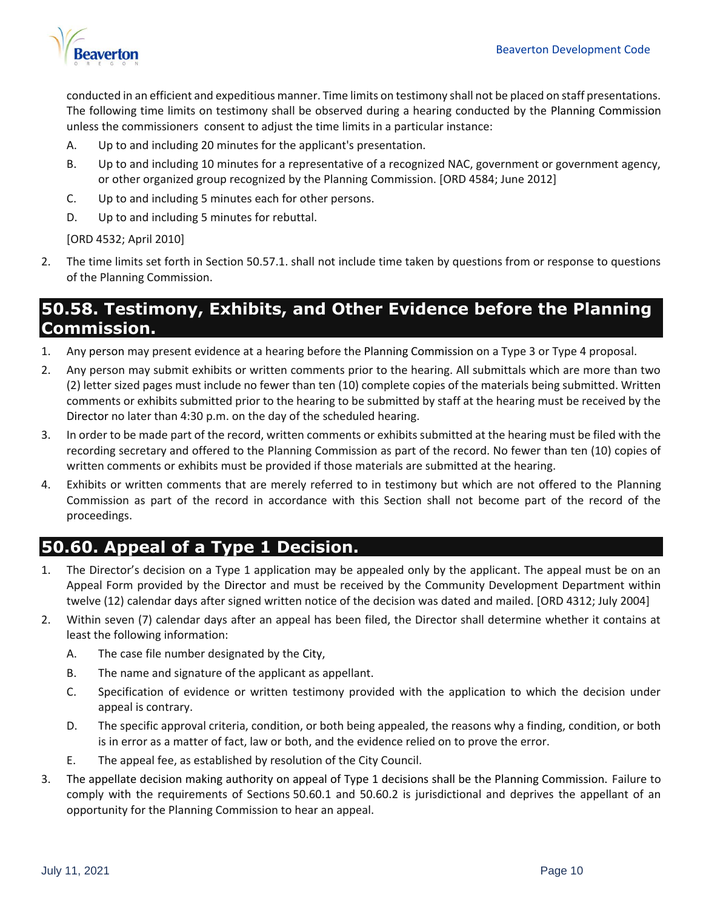conducted in an efficient and expeditious manner. Time limits on testimony shall not be placed on staff presentations. The following time limits on testimony shall be observed during a hearing conducted by the Planning Commission unless the commissioners consent to adjust the time limits in a particular instance:

A. Up to and including 20 minutes for the applicant's presentation.

B. Up to and including 10 minutes for a representative of a recognized NAC, government or government agency, or other organized group recognized by the Planning Commission. [ORD 4584; June 2012]

C. Up to and including 5 minutes each for other persons.

D. Up to and including 5 minutes for rebuttal.

[ORD 4532; April 2010]

2. The time limits set forth in Section 50.57.1. shall not include time taken by questions from or response to questions of the Planning Commission.

## 50.58. Testimony, Exhibits, and Other Evidence before the Planning Commission.

1. Any person may present evidence at a hearing before the Planning Commission on a Type 3 or Type 4 proposal.
2. Any person may submit exhibits or written comments prior to the hearing. All submittals which are more than two (2) letter sized pages must include no fewer than ten (10) complete copies of the materials being submitted. Written comments or exhibits submitted prior to the hearing to be submitted by staff at the hearing must be received by the Director no later than 4:30 p.m. on the day of the scheduled hearing.
3. In order to be made part of the record, written comments or exhibits submitted at the hearing must be filed with the recording secretary and offered to the Planning Commission as part of the record. No fewer than ten (10) copies of written comments or exhibits must be provided if those materials are submitted at the hearing.
4. Exhibits or written comments that are merely referred to in testimony but which are not offered to the Planning Commission as part of the record in accordance with this Section shall not become part of the record of the proceedings.

## 50.60. Appeal of a Type 1 Decision.

1. The Director's decision on a Type 1 application may be appealed only by the applicant. The appeal must be on an Appeal Form provided by the Director and must be received by the Community Development Department within twelve (12) calendar days after signed written notice of the decision was dated and mailed. [ORD 4312; July 2004]
2. Within seven (7) calendar days after an appeal has been filed, the Director shall determine whether it contains at least the following information:

   A. The case file number designated by the City,

   B. The name and signature of the applicant as appellant.

   C. Specification of evidence or written testimony provided with the application to which the decision under appeal is contrary.

   D. The specific approval criteria, condition, or both being appealed, the reasons why a finding, condition, or both is in error as a matter of fact, law or both, and the evidence relied on to prove the error.

   E. The appeal fee, as established by resolution of the City Council.

3. The appellate decision making authority on appeal of Type 1 decisions shall be the Planning Commission. Failure to comply with the requirements of Sections 50.60.1 and 50.60.2 is jurisdictional and deprives the appellant of an opportunity for the Planning Commission to hear an appeal.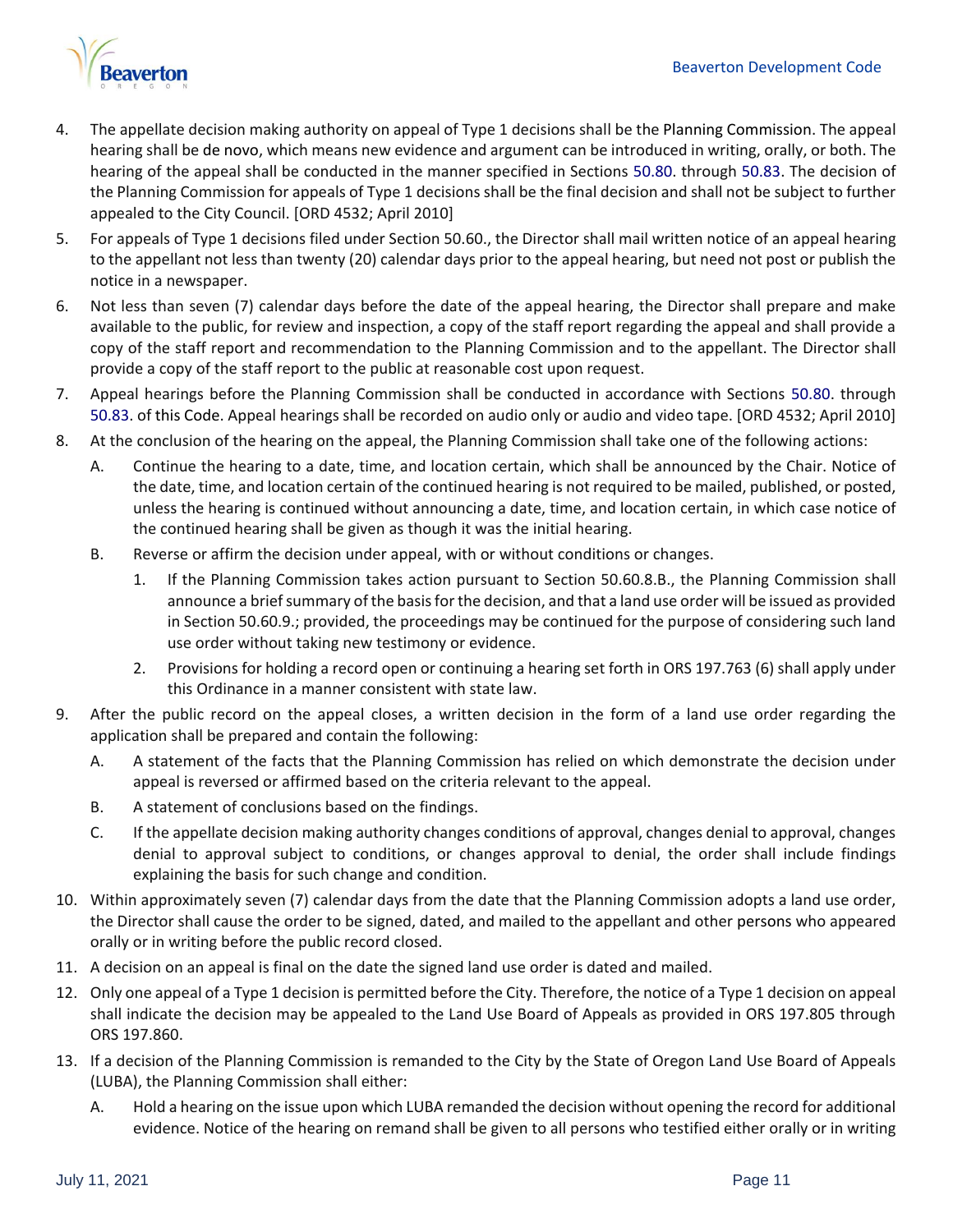4. The appellate decision making authority on appeal of Type 1 decisions shall be the Planning Commission. The appeal hearing shall be de novo, which means new evidence and argument can be introduced in writing, orally, or both. The hearing of the appeal shall be conducted in the manner specified in Sections 50.80. through 50.83. The decision of the Planning Commission for appeals of Type 1 decisions shall be the final decision and shall not be subject to further appealed to the City Council. [ORD 4532; April 2010]

5. For appeals of Type 1 decisions filed under Section 50.60., the Director shall mail written notice of an appeal hearing to the appellant not less than twenty (20) calendar days prior to the appeal hearing, but need not post or publish the notice in a newspaper.

6. Not less than seven (7) calendar days before the date of the appeal hearing, the Director shall prepare and make available to the public, for review and inspection, a copy of the staff report regarding the appeal and shall provide a copy of the staff report and recommendation to the Planning Commission and to the appellant. The Director shall provide a copy of the staff report to the public at reasonable cost upon request.

7. Appeal hearings before the Planning Commission shall be conducted in accordance with Sections 50.80. through 50.83. of this Code. Appeal hearings shall be recorded on audio only or audio and video tape. [ORD 4532; April 2010]

8. At the conclusion of the hearing on the appeal, the Planning Commission shall take one of the following actions:

   A. Continue the hearing to a date, time, and location certain, which shall be announced by the Chair. Notice of the date, time, and location certain of the continued hearing is not required to be mailed, published, or posted, unless the hearing is continued without announcing a date, time, and location certain, in which case notice of the continued hearing shall be given as though it was the initial hearing.

   B. Reverse or affirm the decision under appeal, with or without conditions or changes.

      1. If the Planning Commission takes action pursuant to Section 50.60.8.B., the Planning Commission shall announce a brief summary of the basis for the decision, and that a land use order will be issued as provided in Section 50.60.9.; provided, the proceedings may be continued for the purpose of considering such land use order without taking new testimony or evidence.

      2. Provisions for holding a record open or continuing a hearing set forth in ORS 197.763 (6) shall apply under this Ordinance in a manner consistent with state law.

9. After the public record on the appeal closes, a written decision in the form of a land use order regarding the application shall be prepared and contain the following:

   A. A statement of the facts that the Planning Commission has relied on which demonstrate the decision under appeal is reversed or affirmed based on the criteria relevant to the appeal.

   B. A statement of conclusions based on the findings.

   C. If the appellate decision making authority changes conditions of approval, changes denial to approval, changes denial to approval subject to conditions, or changes approval to denial, the order shall include findings explaining the basis for such change and condition.

10. Within approximately seven (7) calendar days from the date that the Planning Commission adopts a land use order, the Director shall cause the order to be signed, dated, and mailed to the appellant and other persons who appeared orally or in writing before the public record closed.

11. A decision on an appeal is final on the date the signed land use order is dated and mailed.

12. Only one appeal of a Type 1 decision is permitted before the City. Therefore, the notice of a Type 1 decision on appeal shall indicate the decision may be appealed to the Land Use Board of Appeals as provided in ORS 197.805 through ORS 197.860.

13. If a decision of the Planning Commission is remanded to the City by the State of Oregon Land Use Board of Appeals (LUBA), the Planning Commission shall either:

    A. Hold a hearing on the issue upon which LUBA remanded the decision without opening the record for additional evidence. Notice of the hearing on remand shall be given to all persons who testified either orally or in writing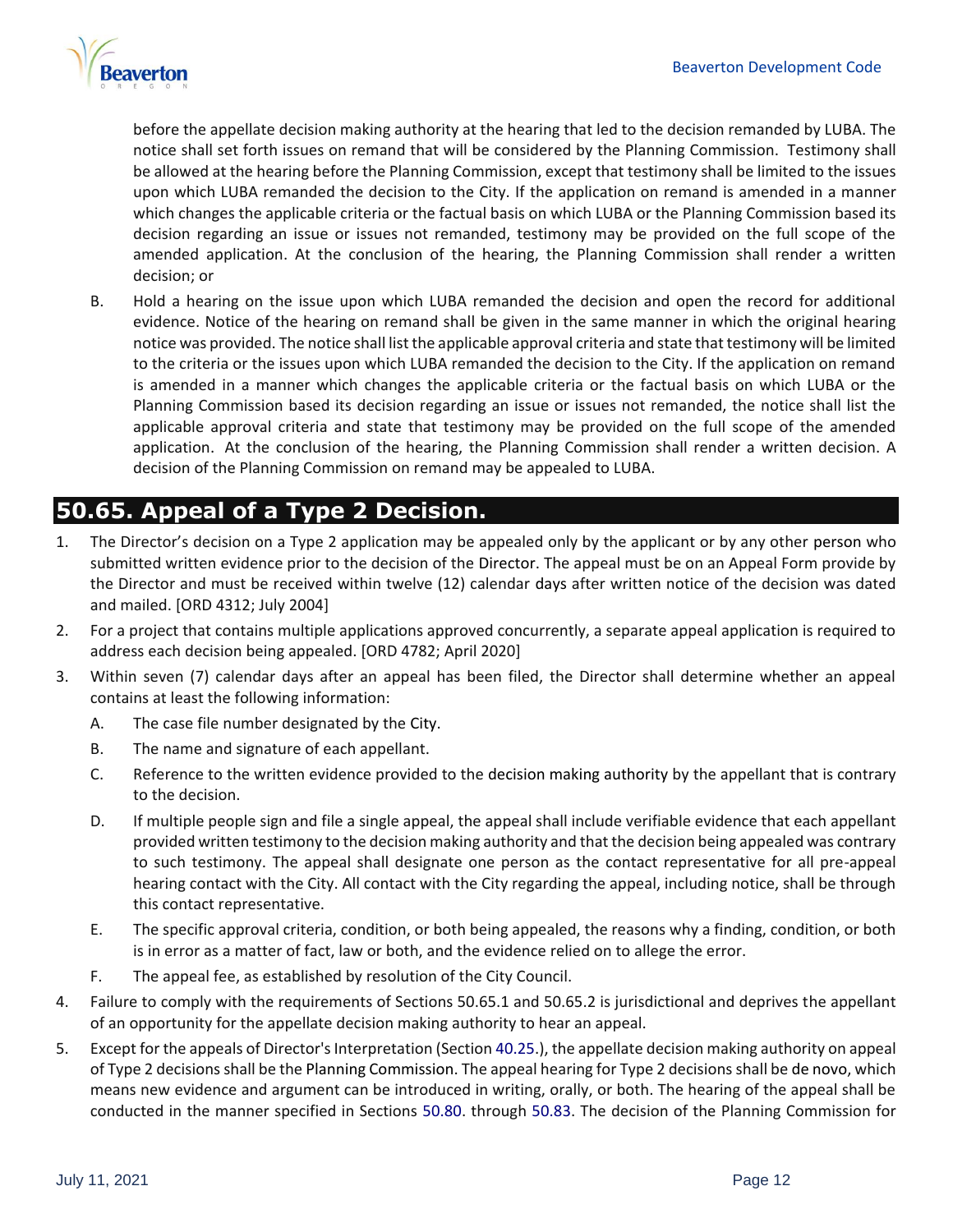before the appellate decision making authority at the hearing that led to the decision remanded by LUBA. The notice shall set forth issues on remand that will be considered by the Planning Commission. Testimony shall be allowed at the hearing before the Planning Commission, except that testimony shall be limited to the issues upon which LUBA remanded the decision to the City. If the application on remand is amended in a manner which changes the applicable criteria or the factual basis on which LUBA or the Planning Commission based its decision regarding an issue or issues not remanded, testimony may be provided on the full scope of the amended application. At the conclusion of the hearing, the Planning Commission shall render a written decision; or

B. Hold a hearing on the issue upon which LUBA remanded the decision and open the record for additional evidence. Notice of the hearing on remand shall be given in the same manner in which the original hearing notice was provided. The notice shall list the applicable approval criteria and state that testimony will be limited to the criteria or the issues upon which LUBA remanded the decision to the City. If the application on remand is amended in a manner which changes the applicable criteria or the factual basis on which LUBA or the Planning Commission based its decision regarding an issue or issues not remanded, the notice shall list the applicable approval criteria and state that testimony may be provided on the full scope of the amended application. At the conclusion of the hearing, the Planning Commission shall render a written decision. A decision of the Planning Commission on remand may be appealed to LUBA.

## 50.65. Appeal of a Type 2 Decision.

1. The Director's decision on a Type 2 application may be appealed only by the applicant or by any other person who submitted written evidence prior to the decision of the Director. The appeal must be on an Appeal Form provide by the Director and must be received within twelve (12) calendar days after written notice of the decision was dated and mailed. [ORD 4312; July 2004]
2. For a project that contains multiple applications approved concurrently, a separate appeal application is required to address each decision being appealed. [ORD 4782; April 2020]
3. Within seven (7) calendar days after an appeal has been filed, the Director shall determine whether an appeal contains at least the following information:
   A. The case file number designated by the City.
   B. The name and signature of each appellant.
   C. Reference to the written evidence provided to the decision making authority by the appellant that is contrary to the decision.
   D. If multiple people sign and file a single appeal, the appeal shall include verifiable evidence that each appellant provided written testimony to the decision making authority and that the decision being appealed was contrary to such testimony. The appeal shall designate one person as the contact representative for all pre-appeal hearing contact with the City. All contact with the City regarding the appeal, including notice, shall be through this contact representative.
   E. The specific approval criteria, condition, or both being appealed, the reasons why a finding, condition, or both is in error as a matter of fact, law or both, and the evidence relied on to allege the error.
   F. The appeal fee, as established by resolution of the City Council.
4. Failure to comply with the requirements of Sections 50.65.1 and 50.65.2 is jurisdictional and deprives the appellant of an opportunity for the appellate decision making authority to hear an appeal.
5. Except for the appeals of Director's Interpretation (Section 40.25.), the appellate decision making authority on appeal of Type 2 decisions shall be the Planning Commission. The appeal hearing for Type 2 decisions shall be de novo, which means new evidence and argument can be introduced in writing, orally, or both. The hearing of the appeal shall be conducted in the manner specified in Sections 50.80. through 50.83. The decision of the Planning Commission for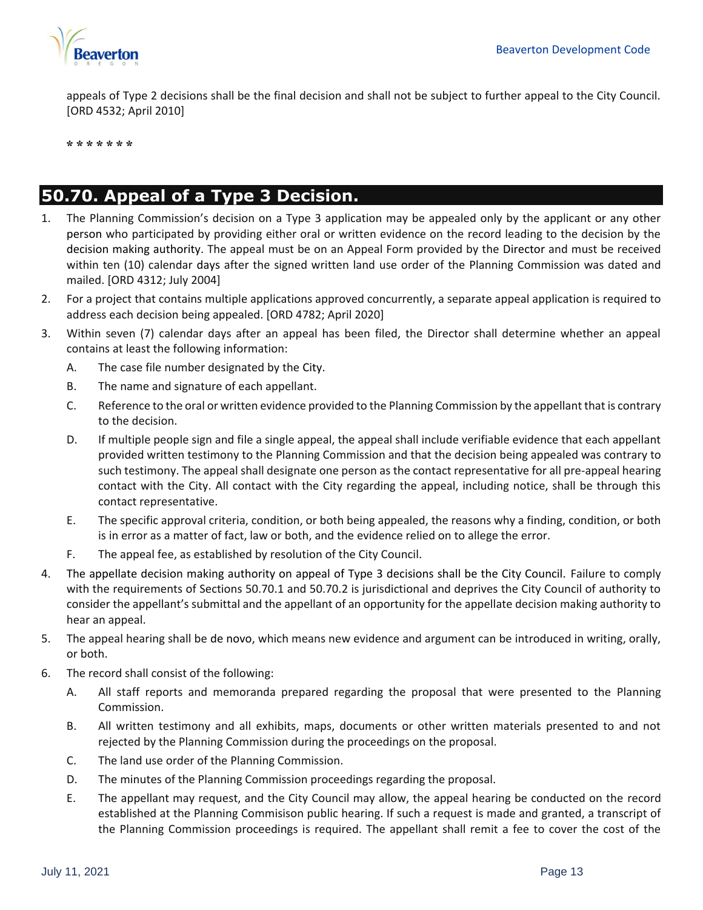appeals of Type 2 decisions shall be the final decision and shall not be subject to further appeal to the City Council. [ORD 4532; April 2010]

* * * * * * *

## 50.70. Appeal of a Type 3 Decision.

1. The Planning Commission's decision on a Type 3 application may be appealed only by the applicant or any other person who participated by providing either oral or written evidence on the record leading to the decision by the decision making authority. The appeal must be on an Appeal Form provided by the Director and must be received within ten (10) calendar days after the signed written land use order of the Planning Commission was dated and mailed. [ORD 4312; July 2004]

2. For a project that contains multiple applications approved concurrently, a separate appeal application is required to address each decision being appealed. [ORD 4782; April 2020]

3. Within seven (7) calendar days after an appeal has been filed, the Director shall determine whether an appeal contains at least the following information:

   A. The case file number designated by the City.

   B. The name and signature of each appellant.

   C. Reference to the oral or written evidence provided to the Planning Commission by the appellant that is contrary to the decision.

   D. If multiple people sign and file a single appeal, the appeal shall include verifiable evidence that each appellant provided written testimony to the Planning Commission and that the decision being appealed was contrary to such testimony. The appeal shall designate one person as the contact representative for all pre-appeal hearing contact with the City. All contact with the City regarding the appeal, including notice, shall be through this contact representative.

   E. The specific approval criteria, condition, or both being appealed, the reasons why a finding, condition, or both is in error as a matter of fact, law or both, and the evidence relied on to allege the error.

   F. The appeal fee, as established by resolution of the City Council.

4. The appellate decision making authority on appeal of Type 3 decisions shall be the City Council. Failure to comply with the requirements of Sections 50.70.1 and 50.70.2 is jurisdictional and deprives the City Council of authority to consider the appellant's submittal and the appellant of an opportunity for the appellate decision making authority to hear an appeal.

5. The appeal hearing shall be de novo, which means new evidence and argument can be introduced in writing, orally, or both.

6. The record shall consist of the following:

   A. All staff reports and memoranda prepared regarding the proposal that were presented to the Planning Commission.

   B. All written testimony and all exhibits, maps, documents or other written materials presented to and not rejected by the Planning Commission during the proceedings on the proposal.

   C. The land use order of the Planning Commission.

   D. The minutes of the Planning Commission proceedings regarding the proposal.

   E. The appellant may request, and the City Council may allow, the appeal hearing be conducted on the record established at the Planning Commisison public hearing. If such a request is made and granted, a transcript of the Planning Commission proceedings is required. The appellant shall remit a fee to cover the cost of the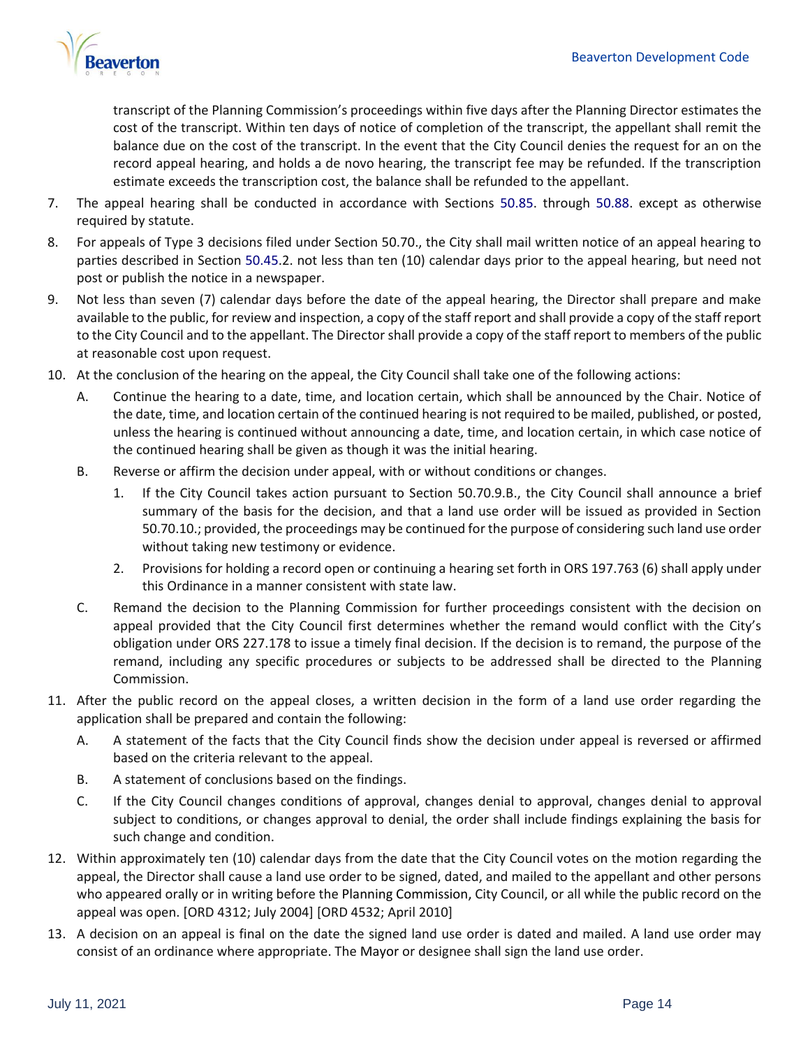transcript of the Planning Commission's proceedings within five days after the Planning Director estimates the cost of the transcript. Within ten days of notice of completion of the transcript, the appellant shall remit the balance due on the cost of the transcript. In the event that the City Council denies the request for an on the record appeal hearing, and holds a de novo hearing, the transcript fee may be refunded. If the transcription estimate exceeds the transcription cost, the balance shall be refunded to the appellant.

7. The appeal hearing shall be conducted in accordance with Sections 50.85. through 50.88. except as otherwise required by statute.
8. For appeals of Type 3 decisions filed under Section 50.70., the City shall mail written notice of an appeal hearing to parties described in Section 50.45.2. not less than ten (10) calendar days prior to the appeal hearing, but need not post or publish the notice in a newspaper.
9. Not less than seven (7) calendar days before the date of the appeal hearing, the Director shall prepare and make available to the public, for review and inspection, a copy of the staff report and shall provide a copy of the staff report to the City Council and to the appellant. The Director shall provide a copy of the staff report to members of the public at reasonable cost upon request.
10. At the conclusion of the hearing on the appeal, the City Council shall take one of the following actions:
    - A. Continue the hearing to a date, time, and location certain, which shall be announced by the Chair. Notice of the date, time, and location certain of the continued hearing is not required to be mailed, published, or posted, unless the hearing is continued without announcing a date, time, and location certain, in which case notice of the continued hearing shall be given as though it was the initial hearing.
    - B. Reverse or affirm the decision under appeal, with or without conditions or changes.
        1. If the City Council takes action pursuant to Section 50.70.9.B., the City Council shall announce a brief summary of the basis for the decision, and that a land use order will be issued as provided in Section 50.70.10.; provided, the proceedings may be continued for the purpose of considering such land use order without taking new testimony or evidence.
        2. Provisions for holding a record open or continuing a hearing set forth in ORS 197.763 (6) shall apply under this Ordinance in a manner consistent with state law.
    - C. Remand the decision to the Planning Commission for further proceedings consistent with the decision on appeal provided that the City Council first determines whether the remand would conflict with the City's obligation under ORS 227.178 to issue a timely final decision. If the decision is to remand, the purpose of the remand, including any specific procedures or subjects to be addressed shall be directed to the Planning Commission.
11. After the public record on the appeal closes, a written decision in the form of a land use order regarding the application shall be prepared and contain the following:
    - A. A statement of the facts that the City Council finds show the decision under appeal is reversed or affirmed based on the criteria relevant to the appeal.
    - B. A statement of conclusions based on the findings.
    - C. If the City Council changes conditions of approval, changes denial to approval, changes denial to approval subject to conditions, or changes approval to denial, the order shall include findings explaining the basis for such change and condition.
12. Within approximately ten (10) calendar days from the date that the City Council votes on the motion regarding the appeal, the Director shall cause a land use order to be signed, dated, and mailed to the appellant and other persons who appeared orally or in writing before the Planning Commission, City Council, or all while the public record on the appeal was open. [ORD 4312; July 2004] [ORD 4532; April 2010]
13. A decision on an appeal is final on the date the signed land use order is dated and mailed. A land use order may consist of an ordinance where appropriate. The Mayor or designee shall sign the land use order.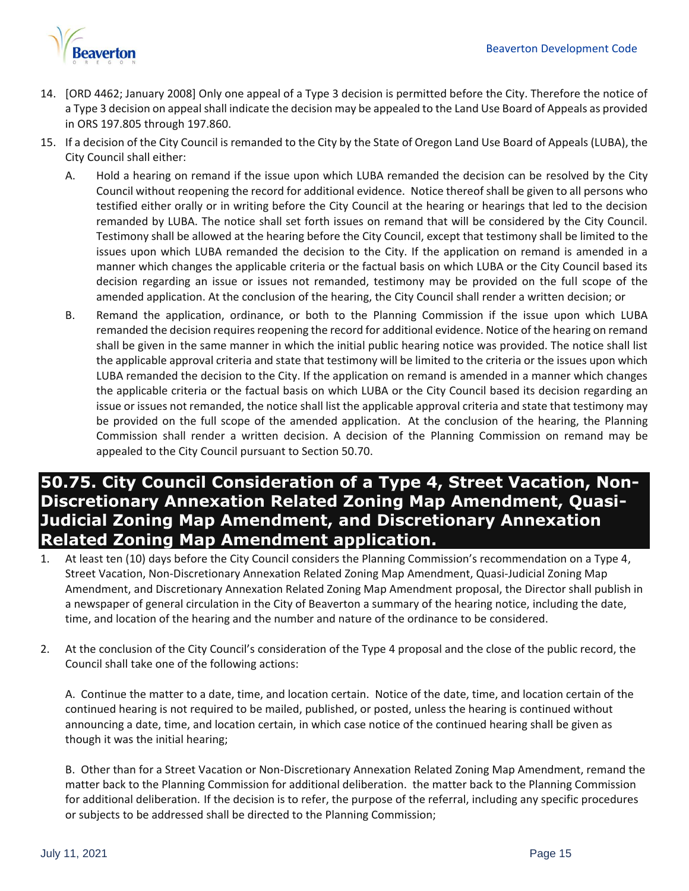14. [ORD 4462; January 2008] Only one appeal of a Type 3 decision is permitted before the City. Therefore the notice of a Type 3 decision on appeal shall indicate the decision may be appealed to the Land Use Board of Appeals as provided in ORS 197.805 through 197.860.
15. If a decision of the City Council is remanded to the City by the State of Oregon Land Use Board of Appeals (LUBA), the City Council shall either:
    A. Hold a hearing on remand if the issue upon which LUBA remanded the decision can be resolved by the City Council without reopening the record for additional evidence. Notice thereof shall be given to all persons who testified either orally or in writing before the City Council at the hearing or hearings that led to the decision remanded by LUBA. The notice shall set forth issues on remand that will be considered by the City Council. Testimony shall be allowed at the hearing before the City Council, except that testimony shall be limited to the issues upon which LUBA remanded the decision to the City. If the application on remand is amended in a manner which changes the applicable criteria or the factual basis on which LUBA or the City Council based its decision regarding an issue or issues not remanded, testimony may be provided on the full scope of the amended application. At the conclusion of the hearing, the City Council shall render a written decision; or
    B. Remand the application, ordinance, or both to the Planning Commission if the issue upon which LUBA remanded the decision requires reopening the record for additional evidence. Notice of the hearing on remand shall be given in the same manner in which the initial public hearing notice was provided. The notice shall list the applicable approval criteria and state that testimony will be limited to the criteria or the issues upon which LUBA remanded the decision to the City. If the application on remand is amended in a manner which changes the applicable criteria or the factual basis on which LUBA or the City Council based its decision regarding an issue or issues not remanded, the notice shall list the applicable approval criteria and state that testimony may be provided on the full scope of the amended application. At the conclusion of the hearing, the Planning Commission shall render a written decision. A decision of the Planning Commission on remand may be appealed to the City Council pursuant to Section 50.70.

## 50.75. City Council Consideration of a Type 4, Street Vacation, Non-Discretionary Annexation Related Zoning Map Amendment, Quasi-Judicial Zoning Map Amendment, and Discretionary Annexation Related Zoning Map Amendment application.

1. At least ten (10) days before the City Council considers the Planning Commission's recommendation on a Type 4, Street Vacation, Non-Discretionary Annexation Related Zoning Map Amendment, Quasi-Judicial Zoning Map Amendment, and Discretionary Annexation Related Zoning Map Amendment proposal, the Director shall publish in a newspaper of general circulation in the City of Beaverton a summary of the hearing notice, including the date, time, and location of the hearing and the number and nature of the ordinance to be considered.

2. At the conclusion of the City Council's consideration of the Type 4 proposal and the close of the public record, the Council shall take one of the following actions:

   A. Continue the matter to a date, time, and location certain. Notice of the date, time, and location certain of the continued hearing is not required to be mailed, published, or posted, unless the hearing is continued without announcing a date, time, and location certain, in which case notice of the continued hearing shall be given as though it was the initial hearing;

   B. Other than for a Street Vacation or Non-Discretionary Annexation Related Zoning Map Amendment, remand the matter back to the Planning Commission for additional deliberation. the matter back to the Planning Commission for additional deliberation. If the decision is to refer, the purpose of the referral, including any specific procedures or subjects to be addressed shall be directed to the Planning Commission;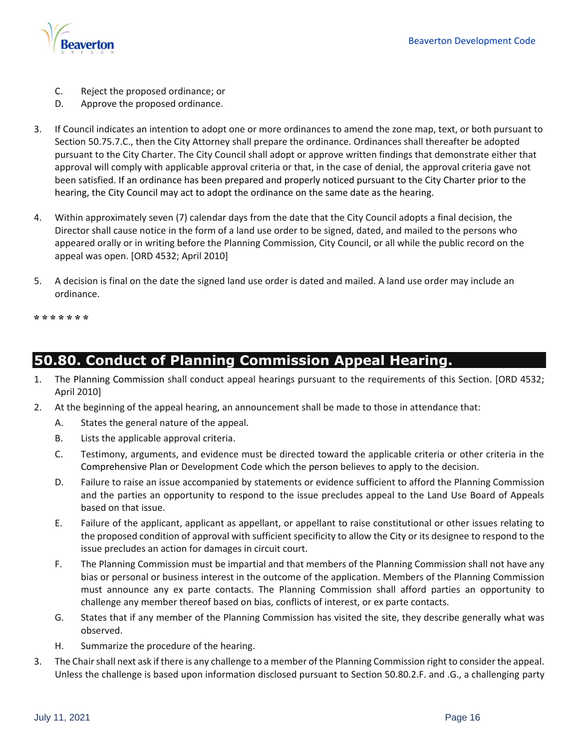C. Reject the proposed ordinance; or
D. Approve the proposed ordinance.

3. If Council indicates an intention to adopt one or more ordinances to amend the zone map, text, or both pursuant to Section 50.75.7.C., then the City Attorney shall prepare the ordinance. Ordinances shall thereafter be adopted pursuant to the City Charter. The City Council shall adopt or approve written findings that demonstrate either that approval will comply with applicable approval criteria or that, in the case of denial, the approval criteria gave not been satisfied. If an ordinance has been prepared and properly noticed pursuant to the City Charter prior to the hearing, the City Council may act to adopt the ordinance on the same date as the hearing.

4. Within approximately seven (7) calendar days from the date that the City Council adopts a final decision, the Director shall cause notice in the form of a land use order to be signed, dated, and mailed to the persons who appeared orally or in writing before the Planning Commission, City Council, or all while the public record on the appeal was open. [ORD 4532; April 2010]

5. A decision is final on the date the signed land use order is dated and mailed. A land use order may include an ordinance.

\* \* \* \* \* \* \*

## 50.80. Conduct of Planning Commission Appeal Hearing.

1. The Planning Commission shall conduct appeal hearings pursuant to the requirements of this Section. [ORD 4532; April 2010]
2. At the beginning of the appeal hearing, an announcement shall be made to those in attendance that:
   A. States the general nature of the appeal.
   B. Lists the applicable approval criteria.
   C. Testimony, arguments, and evidence must be directed toward the applicable criteria or other criteria in the Comprehensive Plan or Development Code which the person believes to apply to the decision.
   D. Failure to raise an issue accompanied by statements or evidence sufficient to afford the Planning Commission and the parties an opportunity to respond to the issue precludes appeal to the Land Use Board of Appeals based on that issue.
   E. Failure of the applicant, applicant as appellant, or appellant to raise constitutional or other issues relating to the proposed condition of approval with sufficient specificity to allow the City or its designee to respond to the issue precludes an action for damages in circuit court.
   F. The Planning Commission must be impartial and that members of the Planning Commission shall not have any bias or personal or business interest in the outcome of the application. Members of the Planning Commission must announce any ex parte contacts. The Planning Commission shall afford parties an opportunity to challenge any member thereof based on bias, conflicts of interest, or ex parte contacts.
   G. States that if any member of the Planning Commission has visited the site, they describe generally what was observed.
   H. Summarize the procedure of the hearing.
3. The Chair shall next ask if there is any challenge to a member of the Planning Commission right to consider the appeal. Unless the challenge is based upon information disclosed pursuant to Section 50.80.2.F. and .G., a challenging party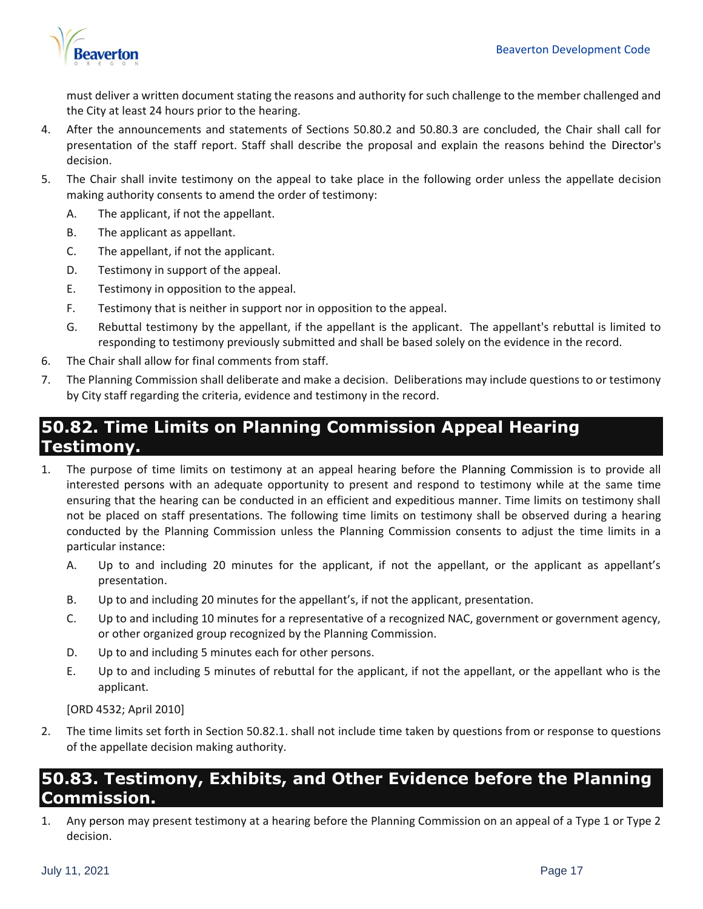must deliver a written document stating the reasons and authority for such challenge to the member challenged and the City at least 24 hours prior to the hearing.

4. After the announcements and statements of Sections 50.80.2 and 50.80.3 are concluded, the Chair shall call for presentation of the staff report. Staff shall describe the proposal and explain the reasons behind the Director's decision.
5. The Chair shall invite testimony on the appeal to take place in the following order unless the appellate decision making authority consents to amend the order of testimony:
   A. The applicant, if not the appellant.
   B. The applicant as appellant.
   C. The appellant, if not the applicant.
   D. Testimony in support of the appeal.
   E. Testimony in opposition to the appeal.
   F. Testimony that is neither in support nor in opposition to the appeal.
   G. Rebuttal testimony by the appellant, if the appellant is the applicant. The appellant's rebuttal is limited to responding to testimony previously submitted and shall be based solely on the evidence in the record.
6. The Chair shall allow for final comments from staff.
7. The Planning Commission shall deliberate and make a decision. Deliberations may include questions to or testimony by City staff regarding the criteria, evidence and testimony in the record.

## 50.82. Time Limits on Planning Commission Appeal Hearing Testimony.

1. The purpose of time limits on testimony at an appeal hearing before the Planning Commission is to provide all interested persons with an adequate opportunity to present and respond to testimony while at the same time ensuring that the hearing can be conducted in an efficient and expeditious manner. Time limits on testimony shall not be placed on staff presentations. The following time limits on testimony shall be observed during a hearing conducted by the Planning Commission unless the Planning Commission consents to adjust the time limits in a particular instance:
   A. Up to and including 20 minutes for the applicant, if not the appellant, or the applicant as appellant's presentation.
   B. Up to and including 20 minutes for the appellant's, if not the applicant, presentation.
   C. Up to and including 10 minutes for a representative of a recognized NAC, government or government agency, or other organized group recognized by the Planning Commission.
   D. Up to and including 5 minutes each for other persons.
   E. Up to and including 5 minutes of rebuttal for the applicant, if not the appellant, or the appellant who is the applicant.

   [ORD 4532; April 2010]
2. The time limits set forth in Section 50.82.1. shall not include time taken by questions from or response to questions of the appellate decision making authority.

## 50.83. Testimony, Exhibits, and Other Evidence before the Planning Commission.

1. Any person may present testimony at a hearing before the Planning Commission on an appeal of a Type 1 or Type 2 decision.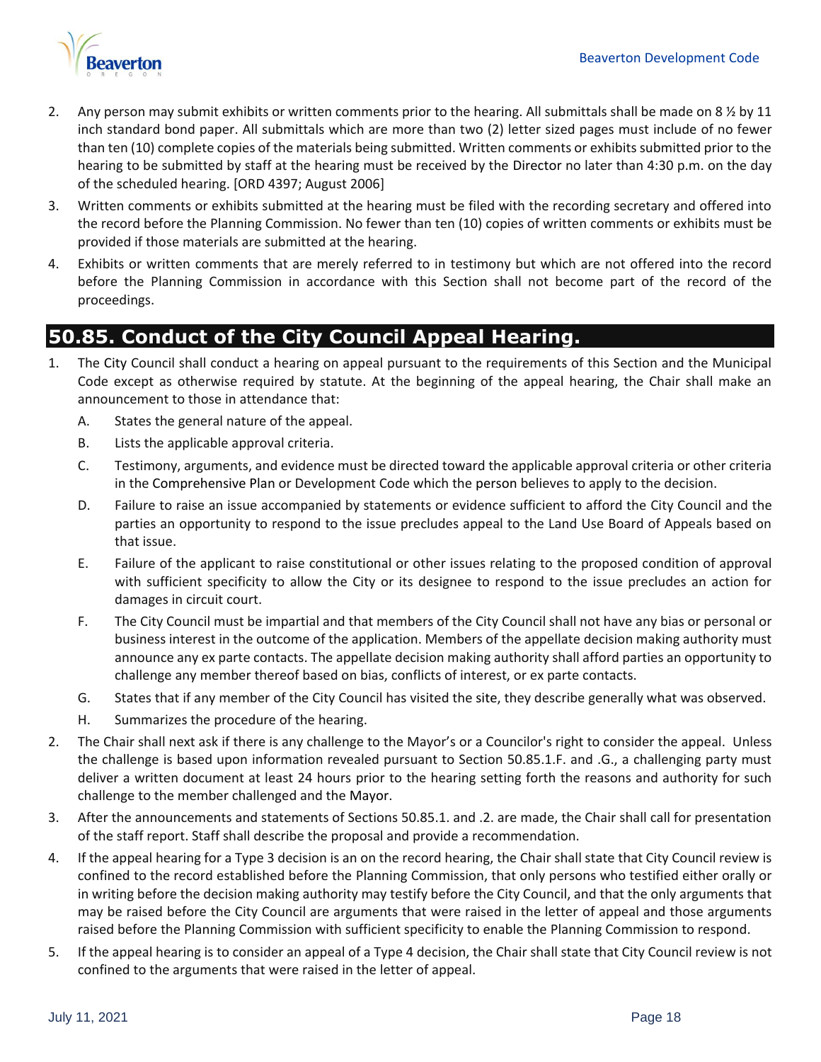2. Any person may submit exhibits or written comments prior to the hearing. All submittals shall be made on 8 ½ by 11 inch standard bond paper. All submittals which are more than two (2) letter sized pages must include of no fewer than ten (10) complete copies of the materials being submitted. Written comments or exhibits submitted prior to the hearing to be submitted by staff at the hearing must be received by the Director no later than 4:30 p.m. on the day of the scheduled hearing. [ORD 4397; August 2006]

3. Written comments or exhibits submitted at the hearing must be filed with the recording secretary and offered into the record before the Planning Commission. No fewer than ten (10) copies of written comments or exhibits must be provided if those materials are submitted at the hearing.

4. Exhibits or written comments that are merely referred to in testimony but which are not offered into the record before the Planning Commission in accordance with this Section shall not become part of the record of the proceedings.

## 50.85. Conduct of the City Council Appeal Hearing.

1. The City Council shall conduct a hearing on appeal pursuant to the requirements of this Section and the Municipal Code except as otherwise required by statute. At the beginning of the appeal hearing, the Chair shall make an announcement to those in attendance that:

   A. States the general nature of the appeal.

   B. Lists the applicable approval criteria.

   C. Testimony, arguments, and evidence must be directed toward the applicable approval criteria or other criteria in the Comprehensive Plan or Development Code which the person believes to apply to the decision.

   D. Failure to raise an issue accompanied by statements or evidence sufficient to afford the City Council and the parties an opportunity to respond to the issue precludes appeal to the Land Use Board of Appeals based on that issue.

   E. Failure of the applicant to raise constitutional or other issues relating to the proposed condition of approval with sufficient specificity to allow the City or its designee to respond to the issue precludes an action for damages in circuit court.

   F. The City Council must be impartial and that members of the City Council shall not have any bias or personal or business interest in the outcome of the application. Members of the appellate decision making authority must announce any ex parte contacts. The appellate decision making authority shall afford parties an opportunity to challenge any member thereof based on bias, conflicts of interest, or ex parte contacts.

   G. States that if any member of the City Council has visited the site, they describe generally what was observed.

   H. Summarizes the procedure of the hearing.

2. The Chair shall next ask if there is any challenge to the Mayor's or a Councilor's right to consider the appeal. Unless the challenge is based upon information revealed pursuant to Section 50.85.1.F. and .G., a challenging party must deliver a written document at least 24 hours prior to the hearing setting forth the reasons and authority for such challenge to the member challenged and the Mayor.

3. After the announcements and statements of Sections 50.85.1. and .2. are made, the Chair shall call for presentation of the staff report. Staff shall describe the proposal and provide a recommendation.

4. If the appeal hearing for a Type 3 decision is an on the record hearing, the Chair shall state that City Council review is confined to the record established before the Planning Commission, that only persons who testified either orally or in writing before the decision making authority may testify before the City Council, and that the only arguments that may be raised before the City Council are arguments that were raised in the letter of appeal and those arguments raised before the Planning Commission with sufficient specificity to enable the Planning Commission to respond.

5. If the appeal hearing is to consider an appeal of a Type 4 decision, the Chair shall state that City Council review is not confined to the arguments that were raised in the letter of appeal.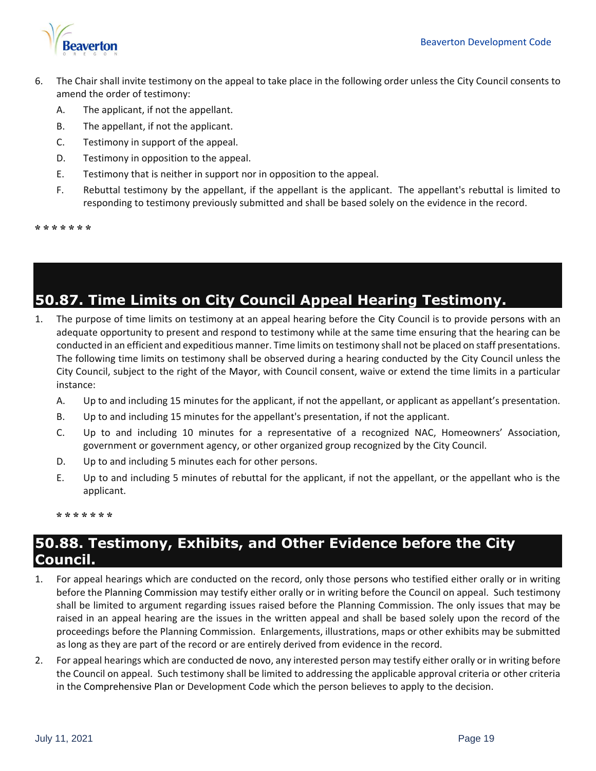6. The Chair shall invite testimony on the appeal to take place in the following order unless the City Council consents to amend the order of testimony:

   A. The applicant, if not the appellant.

   B. The appellant, if not the applicant.

   C. Testimony in support of the appeal.

   D. Testimony in opposition to the appeal.

   E. Testimony that is neither in support nor in opposition to the appeal.

   F. Rebuttal testimony by the appellant, if the appellant is the applicant. The appellant's rebuttal is limited to responding to testimony previously submitted and shall be based solely on the evidence in the record.

* * * * * * *

## 50.87. Time Limits on City Council Appeal Hearing Testimony.

1. The purpose of time limits on testimony at an appeal hearing before the City Council is to provide persons with an adequate opportunity to present and respond to testimony while at the same time ensuring that the hearing can be conducted in an efficient and expeditious manner. Time limits on testimony shall not be placed on staff presentations. The following time limits on testimony shall be observed during a hearing conducted by the City Council unless the City Council, subject to the right of the Mayor, with Council consent, waive or extend the time limits in a particular instance:

   A. Up to and including 15 minutes for the applicant, if not the appellant, or applicant as appellant's presentation.

   B. Up to and including 15 minutes for the appellant's presentation, if not the applicant.

   C. Up to and including 10 minutes for a representative of a recognized NAC, Homeowners' Association, government or government agency, or other organized group recognized by the City Council.

   D. Up to and including 5 minutes each for other persons.

   E. Up to and including 5 minutes of rebuttal for the applicant, if not the appellant, or the appellant who is the applicant.

   * * * * * * *

## 50.88. Testimony, Exhibits, and Other Evidence before the City Council.

1. For appeal hearings which are conducted on the record, only those persons who testified either orally or in writing before the Planning Commission may testify either orally or in writing before the Council on appeal. Such testimony shall be limited to argument regarding issues raised before the Planning Commission. The only issues that may be raised in an appeal hearing are the issues in the written appeal and shall be based solely upon the record of the proceedings before the Planning Commission. Enlargements, illustrations, maps or other exhibits may be submitted as long as they are part of the record or are entirely derived from evidence in the record.

2. For appeal hearings which are conducted de novo, any interested person may testify either orally or in writing before the Council on appeal. Such testimony shall be limited to addressing the applicable approval criteria or other criteria in the Comprehensive Plan or Development Code which the person believes to apply to the decision.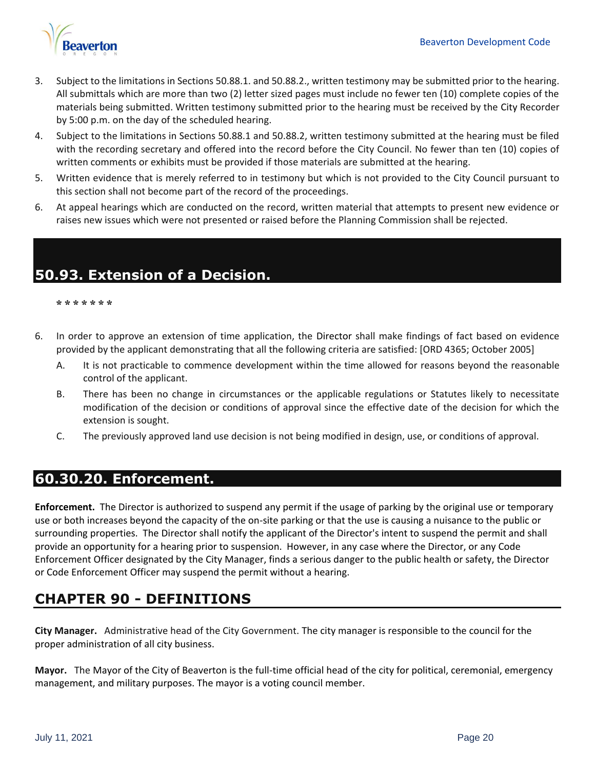3. Subject to the limitations in Sections 50.88.1. and 50.88.2., written testimony may be submitted prior to the hearing. All submittals which are more than two (2) letter sized pages must include no fewer ten (10) complete copies of the materials being submitted. Written testimony submitted prior to the hearing must be received by the City Recorder by 5:00 p.m. on the day of the scheduled hearing.
4. Subject to the limitations in Sections 50.88.1 and 50.88.2, written testimony submitted at the hearing must be filed with the recording secretary and offered into the record before the City Council. No fewer than ten (10) copies of written comments or exhibits must be provided if those materials are submitted at the hearing.
5. Written evidence that is merely referred to in testimony but which is not provided to the City Council pursuant to this section shall not become part of the record of the proceedings.
6. At appeal hearings which are conducted on the record, written material that attempts to present new evidence or raises new issues which were not presented or raised before the Planning Commission shall be rejected.

## 50.93. Extension of a Decision.

**\* \* \* \* \* \* \***

6. In order to approve an extension of time application, the Director shall make findings of fact based on evidence provided by the applicant demonstrating that all the following criteria are satisfied: [ORD 4365; October 2005]
   A. It is not practicable to commence development within the time allowed for reasons beyond the reasonable control of the applicant.
   B. There has been no change in circumstances or the applicable regulations or Statutes likely to necessitate modification of the decision or conditions of approval since the effective date of the decision for which the extension is sought.
   C. The previously approved land use decision is not being modified in design, use, or conditions of approval.

## 60.30.20. Enforcement.

**Enforcement.** The Director is authorized to suspend any permit if the usage of parking by the original use or temporary use or both increases beyond the capacity of the on-site parking or that the use is causing a nuisance to the public or surrounding properties. The Director shall notify the applicant of the Director's intent to suspend the permit and shall provide an opportunity for a hearing prior to suspension. However, in any case where the Director, or any Code Enforcement Officer designated by the City Manager, finds a serious danger to the public health or safety, the Director or Code Enforcement Officer may suspend the permit without a hearing.

# CHAPTER 90 - DEFINITIONS

**City Manager.** Administrative head of the City Government. The city manager is responsible to the council for the proper administration of all city business.

**Mayor.** The Mayor of the City of Beaverton is the full-time official head of the city for political, ceremonial, emergency management, and military purposes. The mayor is a voting council member.